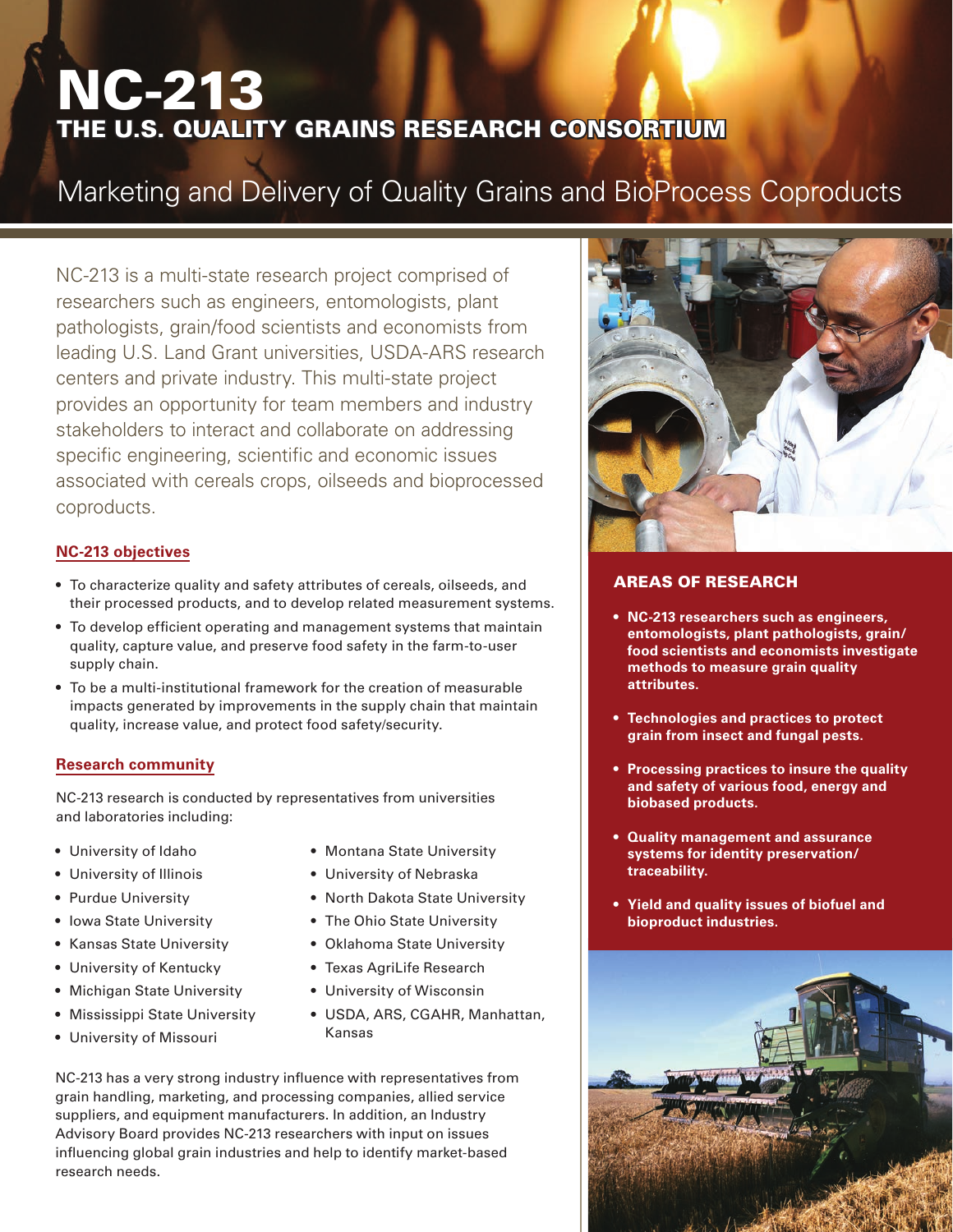# NC-213

## THE U.S. QUALITY GRAINS RESEARCH CONSORTIUM

## Marketing and Delivery of Quality Grains and BioProcess Coproducts

NC-213 is a multi-state research project comprised of researchers such as engineers, entomologists, plant pathologists, grain/food scientists and economists from leading U.S. Land Grant universities, USDA-ARS research centers and private industry. This multi-state project provides an opportunity for team members and industry stakeholders to interact and collaborate on addressing specific engineering, scientific and economic issues associated with cereals crops, oilseeds and bioprocessed coproducts.

### NC-213 objectives

- To characterize quality and safety attributes of cereals, oilseeds, and their processed products, and to develop related measurement systems.
- To develop efficient operating and management systems that maintain quality, capture value, and preserve food safety in the farm-to-user supply chain.
- To be a multi-institutional framework for the creation of measurable impacts generated by improvements in the supply chain that maintain quality, increase value, and protect food safety/security.

### Research community

NC-213 research is conducted by representatives from universities and laboratories including:

- University of Idaho
- University of Illinois
- Purdue University
- Iowa State University
- Kansas State University
- University of Kentucky
- Michigan State University
- Mississippi State University
- University of Missouri
- Montana State University
- University of Nebraska
- North Dakota State University
- The Ohio State University
- Oklahoma State University
- Texas AgriLife Research
- University of Wisconsin
- USDA, ARS, CGAHR, Manhattan, Kansas

NC-213 has a very strong industry influence with representatives from grain handling, marketing, and processing companies, allied service suppliers, and equipment manufacturers. In addition, an Industry Advisory Board provides NC-213 researchers with input on issues influencing global grain industries and help to identify market-based research needs.

### AREAS OF RESEARCH

- **NC-213 researchers such as engineers, entomologists, plant pathologists, grain/food scientists and economists investigate methods to measure grain quality attributes.**
- **Technologies and practices to protect grain from insect and fungal pests.**
- **Processing practices to insure the quality and safety of various food, energy and biobased products.**
- **Quality management and assurance systems for identity preservation/traceability.**
- **Yield and quality issues of biofuel and bioproduct industries.**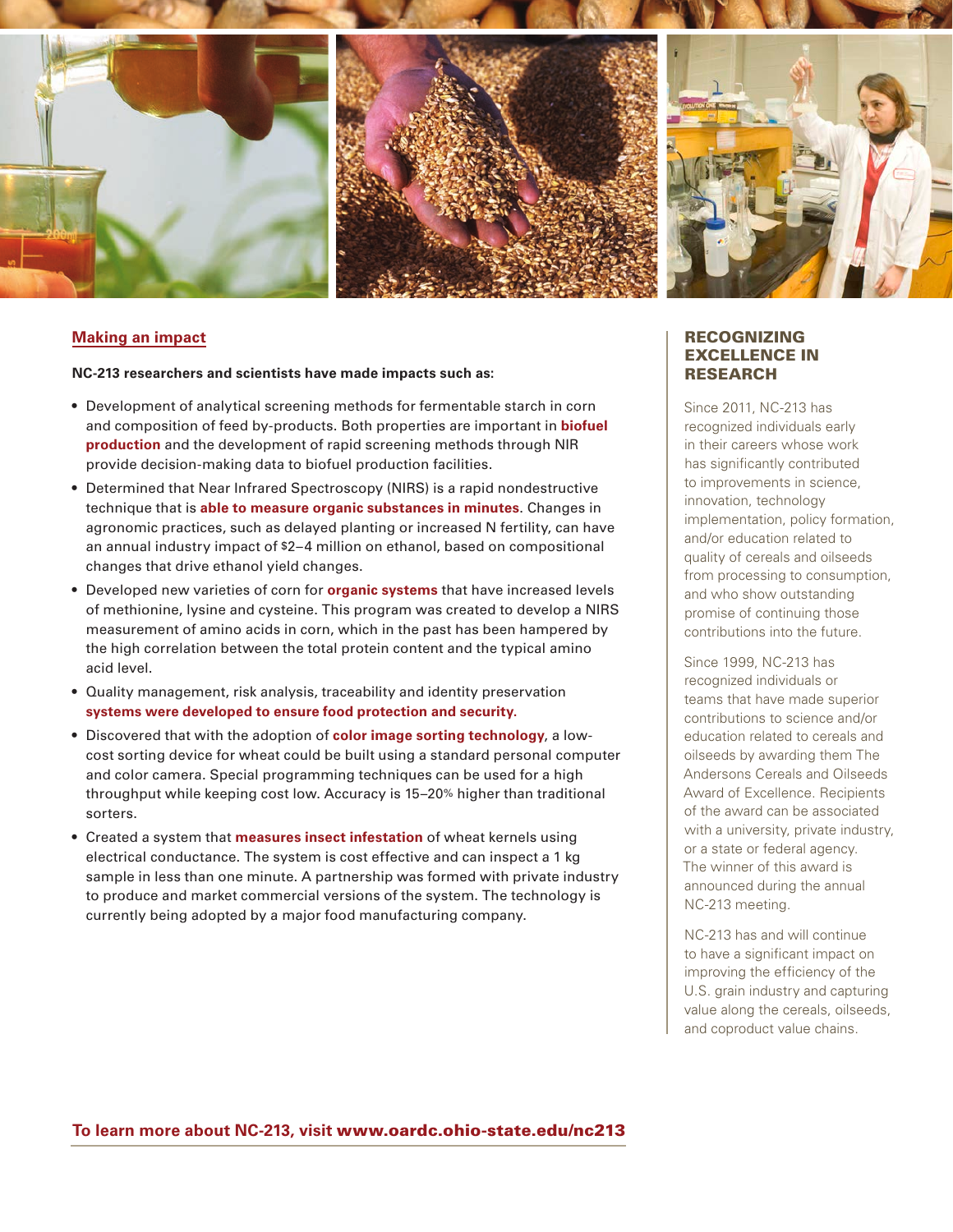## Making an impact

**NC-213 researchers and scientists have made impacts such as:**

- Development of analytical screening methods for fermentable starch in corn and composition of feed by-products. Both properties are important in **biofuel production** and the development of rapid screening methods through NIR provide decision-making data to biofuel production facilities.
- Determined that Near Infrared Spectroscopy (NIRS) is a rapid nondestructive technique that is **able to measure organic substances in minutes**. Changes in agronomic practices, such as delayed planting or increased N fertility, can have an annual industry impact of $2–4 million on ethanol, based on compositional changes that drive ethanol yield changes.
- Developed new varieties of corn for **organic systems** that have increased levels of methionine, lysine and cysteine. This program was created to develop a NIRS measurement of amino acids in corn, which in the past has been hampered by the high correlation between the total protein content and the typical amino acid level.
- Quality management, risk analysis, traceability and identity preservation **systems were developed to ensure food protection and security.**
- Discovered that with the adoption of **color image sorting technology**, a low-cost sorting device for wheat could be built using a standard personal computer and color camera. Special programming techniques can be used for a high throughput while keeping cost low. Accuracy is 15–20% higher than traditional sorters.
- Created a system that **measures insect infestation** of wheat kernels using electrical conductance. The system is cost effective and can inspect a 1 kg sample in less than one minute. A partnership was formed with private industry to produce and market commercial versions of the system. The technology is currently being adopted by a major food manufacturing company.

**To learn more about NC-213, visit www.oardc.ohio-state.edu/nc213**

## RECOGNIZING EXCELLENCE IN RESEARCH

Since 2011, NC-213 has recognized individuals early in their careers whose work has significantly contributed to improvements in science, innovation, technology implementation, policy formation, and/or education related to quality of cereals and oilseeds from processing to consumption, and who show outstanding promise of continuing those contributions into the future.

Since 1999, NC-213 has recognized individuals or teams that have made superior contributions to science and/or education related to cereals and oilseeds by awarding them The Andersons Cereals and Oilseeds Award of Excellence. Recipients of the award can be associated with a university, private industry, or a state or federal agency. The winner of this award is announced during the annual NC-213 meeting.

NC-213 has and will continue to have a significant impact on improving the efficiency of the U.S. grain industry and capturing value along the cereals, oilseeds, and coproduct value chains.